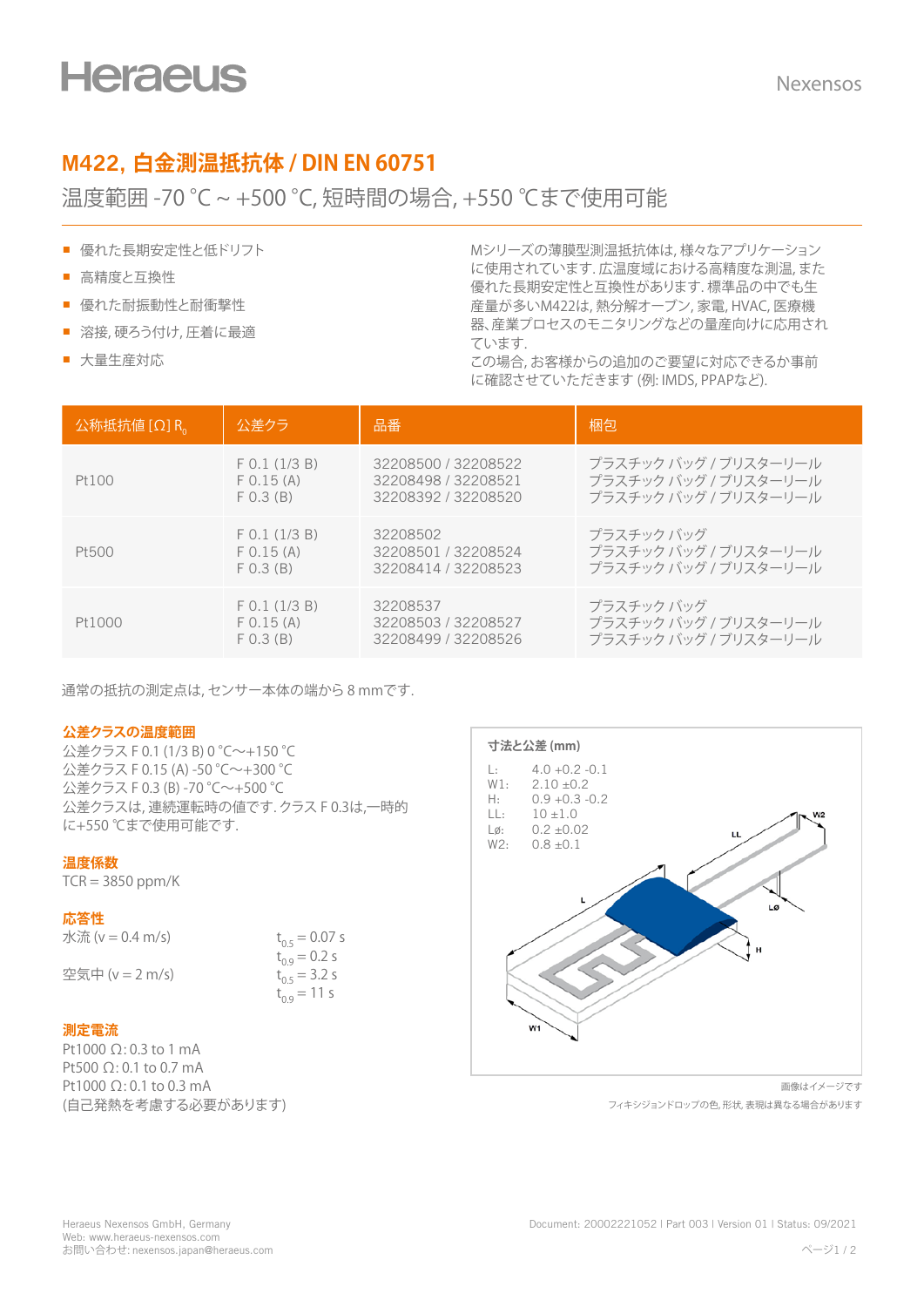# M422, 白金測温抵抗体 / DIN EN 60751

温度範囲 -70 °C ~ +500 °C, 短時間の場合, +550 °Cまで使用可能

- 優れた長期安定性と低ドリフト
- 高精度と互換性
- 優れた耐振動性と耐衝撃性
- 溶接, 硬ろう付け, 圧着に最適
- 大量生産対応

Mシリーズの薄膜型測温抵抗体は, 様々なアプリケーションに使用されています. 広温度域における高精度な測温, また優れた長期安定性と互換性があります. 標準品の中でも生産量が多いM422は, 熱分解オーブン, 家電, HVAC, 医療機器, 産業プロセスのモニタリングなどの量産向けに応用されています.
この場合, お客様からの追加のご要望に対応できるか事前に確認させていただきます (例: IMDS, PPAPなど).

| 公称抵抗値 [Ω] $R_0$ | 公差クラ | 品番 | 梱包 |
|---|---|---|---|
| Pt100 | F 0.1 (1/3 B)<br>F 0.15 (A)<br>F 0.3 (B) | 32208500 / 32208522<br>32208498 / 32208521<br>32208392 / 32208520 | プラスチック バッグ / ブリスターリール<br>プラスチック バッグ / ブリスターリール<br>プラスチック バッグ / ブリスターリール |
| Pt500 | F 0.1 (1/3 B)<br>F 0.15 (A)<br>F 0.3 (B) | 32208502<br>32208501 / 32208524<br>32208414 / 32208523 | プラスチック バッグ<br>プラスチック バッグ / ブリスターリール<br>プラスチック バッグ / ブリスターリール |
| Pt1000 | F 0.1 (1/3 B)<br>F 0.15 (A)<br>F 0.3 (B) | 32208537<br>32208503 / 32208527<br>32208499 / 32208526 | プラスチック バッグ<br>プラスチック バッグ / ブリスターリール<br>プラスチック バッグ / ブリスターリール |

通常の抵抗の測定点は, センサー本体の端から 8 mmです.

### 公差クラスの温度範囲

公差クラス F 0.1 (1/3 B) 0 °C〜+150 °C
公差クラス F 0.15 (A) -50 °C〜+300 °C
公差クラス F 0.3 (B) -70 °C〜+500 °C
公差クラスは, 連続運転時の値です. クラス F 0.3は,一時的に+550 °Cまで使用可能です.

### 温度係数

TCR = 3850 ppm/K

### 応答性

水流 (v = 0.4 m/s) $t_{0.5}$ = 0.07 s
$t_{0.9}$ = 0.2 s
空気中 (v = 2 m/s) $t_{0.5}$ = 3.2 s
$t_{0.9}$ = 11 s

### 測定電流

Pt1000 Ω: 0.3 to 1 mA
Pt500 Ω: 0.1 to 0.7 mA
Pt1000 Ω: 0.1 to 0.3 mA
(自己発熱を考慮する必要があります)

### 寸法と公差 (mm)

L: 4.0 +0.2 -0.1
W1: 2.10 ±0.2
H: 0.9 +0.3 -0.2
LL: 10 ±1.0
LØ: 0.2 ±0.02
W2: 0.8 ±0.1

画像はイメージです
フィキシジョンドロップの色, 形状, 表現は異なる場合があります

Heraeus Nexensos GmbH, Germany
Web: www.heraeus-nexensos.com
お問い合わせ: nexensos.japan@heraeus.com

Document: 20002221052 I Part 003 I Version 01 I Status: 09/2021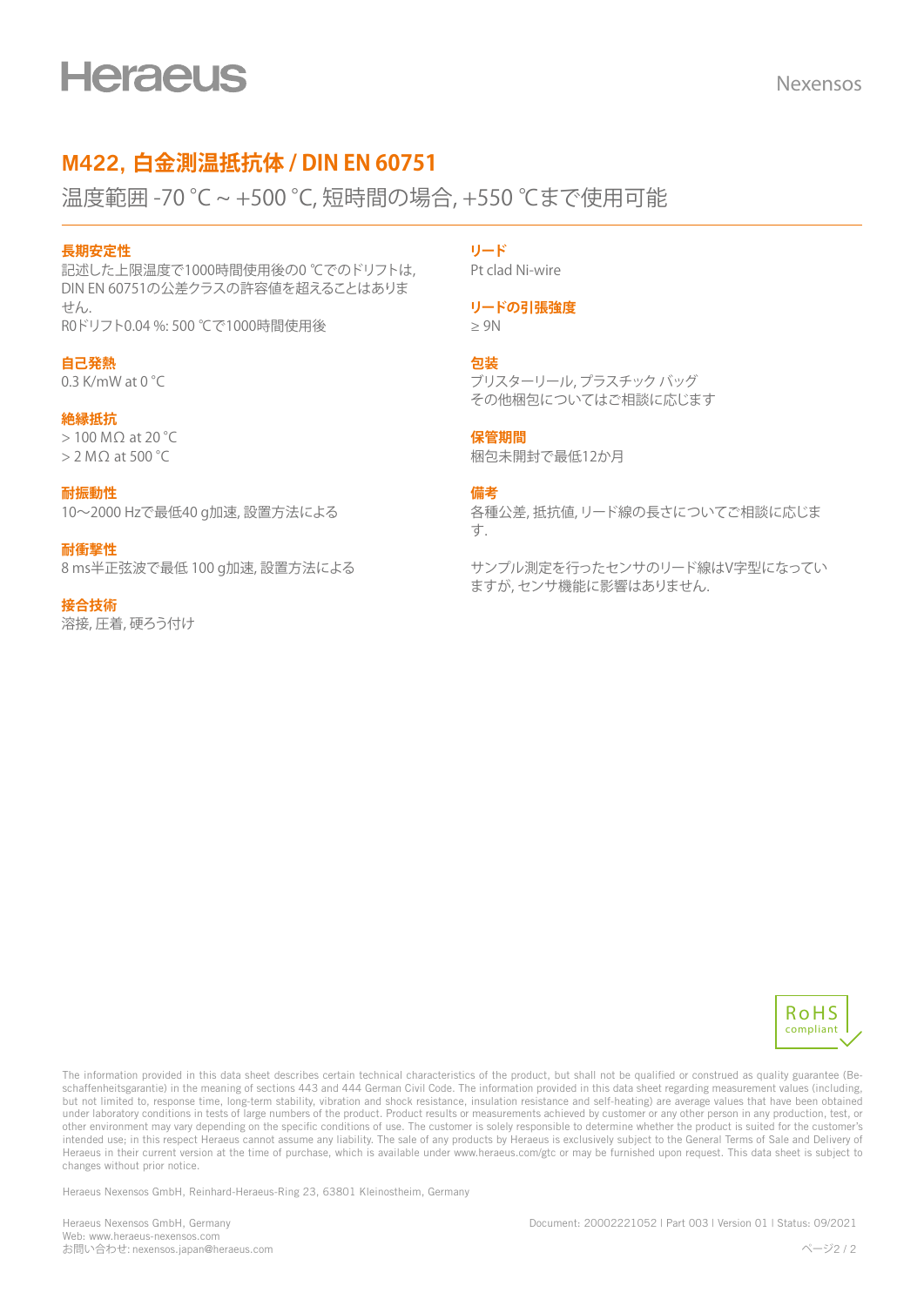# M422, 白金測温抵抗体 / DIN EN 60751

温度範囲 -70 °C ~ +500 °C, 短時間の場合, +550 ℃まで使用可能

### 長期安定性

記述した上限温度で1000時間使用後の0 °Cでのドリフトは, DIN EN 60751の公差クラスの許容値を超えることはありません.
R0ドリフト0.04 %: 500 ℃で1000時間使用後

### 自己発熱

0.3 K/mW at 0 °C

### 絶縁抵抗

> 100 MΩ at 20 °C
> 2 MΩ at 500 °C

### 耐振動性

10〜2000 Hzで最低40 g加速, 設置方法による

### 耐衝撃性

8 ms半正弦波で最低 100 g加速, 設置方法による

### 接合技術

溶接, 圧着, 硬ろう付け

### リード

Pt clad Ni-wire

### リードの引張強度

≥ 9N

### 包装

ブリスターリール, プラスチック バッグ
その他梱包についてはご相談に応じます

### 保管期間

梱包未開封で最低12か月

### 備考

各種公差, 抵抗値, リード線の長さについてご相談に応じます.

サンプル測定を行ったセンサのリード線はV字型になっていますが, センサ機能に影響はありません.

RoHS compliant

The information provided in this data sheet describes certain technical characteristics of the product, but shall not be qualified or construed as quality guarantee (Beschaffenheitsgarantie) in the meaning of sections 443 and 444 German Civil Code. The information provided in this data sheet regarding measurement values (including, but not limited to, response time, long-term stability, vibration and shock resistance, insulation resistance and self-heating) are average values that have been obtained under laboratory conditions in tests of large numbers of the product. Product results or measurements achieved by customer or any other person in any production, test, or other environment may vary depending on the specific conditions of use. The customer is solely responsible to determine whether the product is suited for the customer's intended use; in this respect Heraeus cannot assume any liability. The sale of any products by Heraeus is exclusively subject to the General Terms of Sale and Delivery of Heraeus in their current version at the time of purchase, which is available under www.heraeus.com/gtc or may be furnished upon request. This data sheet is subject to changes without prior notice.

Heraeus Nexensos GmbH, Reinhard-Heraeus-Ring 23, 63801 Kleinostheim, Germany

Heraeus Nexensos GmbH, Germany
Web: www.heraeus-nexensos.com
お問い合わせ: nexensos.japan@heraeus.com

Document: 20002221052 | Part 003 | Version 01 | Status: 09/2021